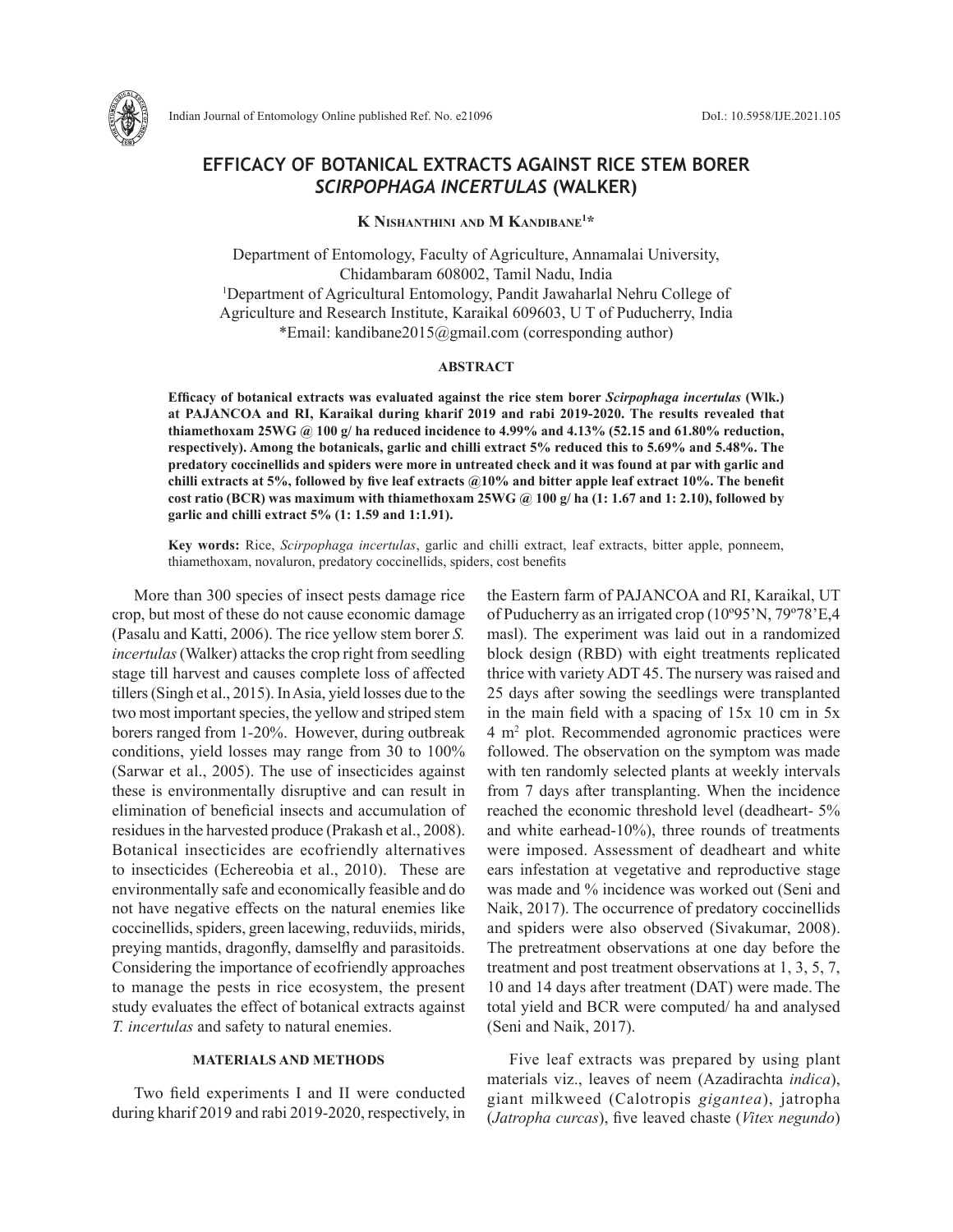# EFFICACY OF BOTANICAL EXTRACTS AGAINST RICE STEM BORER *SCIRPOPHAGA INCERTULAS* (WALKER)

**K Nishanthini and M Kandibane[1]\***

Department of Entomology, Faculty of Agriculture, Annamalai University, Chidambaram 608002, Tamil Nadu, India
[1]Department of Agricultural Entomology, Pandit Jawaharlal Nehru College of Agriculture and Research Institute, Karaikal 609603, U T of Puducherry, India
\*Email: kandibane2015@gmail.com (corresponding author)

## ABSTRACT

**Efficacy of botanical extracts was evaluated against the rice stem borer *Scirpophaga incertulas* (Wlk.) at PAJANCOA and RI, Karaikal during kharif 2019 and rabi 2019-2020. The results revealed that thiamethoxam 25WG @ 100 g/ ha reduced incidence to 4.99% and 4.13% (52.15 and 61.80% reduction, respectively). Among the botanicals, garlic and chilli extract 5% reduced this to 5.69% and 5.48%. The predatory coccinellids and spiders were more in untreated check and it was found at par with garlic and chilli extracts at 5%, followed by five leaf extracts @10% and bitter apple leaf extract 10%. The benefit cost ratio (BCR) was maximum with thiamethoxam 25WG @ 100 g/ ha (1: 1.67 and 1: 2.10), followed by garlic and chilli extract 5% (1: 1.59 and 1:1.91).**

**Key words:** Rice, *Scirpophaga incertulas*, garlic and chilli extract, leaf extracts, bitter apple, ponneem, thiamethoxam, novaluron, predatory coccinellids, spiders, cost benefits

More than 300 species of insect pests damage rice crop, but most of these do not cause economic damage (Pasalu and Katti, 2006). The rice yellow stem borer *S. incertulas* (Walker) attacks the crop right from seedling stage till harvest and causes complete loss of affected tillers (Singh et al., 2015). In Asia, yield losses due to the two most important species, the yellow and striped stem borers ranged from 1-20%. However, during outbreak conditions, yield losses may range from 30 to 100% (Sarwar et al., 2005). The use of insecticides against these is environmentally disruptive and can result in elimination of beneficial insects and accumulation of residues in the harvested produce (Prakash et al., 2008). Botanical insecticides are ecofriendly alternatives to insecticides (Echereobia et al., 2010). These are environmentally safe and economically feasible and do not have negative effects on the natural enemies like coccinellids, spiders, green lacewing, reduviids, mirids, preying mantids, dragonfly, damselfly and parasitoids. Considering the importance of ecofriendly approaches to manage the pests in rice ecosystem, the present study evaluates the effect of botanical extracts against *T. incertulas* and safety to natural enemies.

## MATERIALS AND METHODS

Two field experiments I and II were conducted during kharif 2019 and rabi 2019-2020, respectively, in the Eastern farm of PAJANCOA and RI, Karaikal, UT of Puducherry as an irrigated crop (10º95'N, 79º78'E,4 masl). The experiment was laid out in a randomized block design (RBD) with eight treatments replicated thrice with variety ADT 45. The nursery was raised and 25 days after sowing the seedlings were transplanted in the main field with a spacing of 15x 10 cm in 5x 4 $m^2$ plot. Recommended agronomic practices were followed. The observation on the symptom was made with ten randomly selected plants at weekly intervals from 7 days after transplanting. When the incidence reached the economic threshold level (deadheart- 5% and white earhead-10%), three rounds of treatments were imposed. Assessment of deadheart and white ears infestation at vegetative and reproductive stage was made and % incidence was worked out (Seni and Naik, 2017). The occurrence of predatory coccinellids and spiders were also observed (Sivakumar, 2008). The pretreatment observations at one day before the treatment and post treatment observations at 1, 3, 5, 7, 10 and 14 days after treatment (DAT) were made. The total yield and BCR were computed/ ha and analysed (Seni and Naik, 2017).

Five leaf extracts was prepared by using plant materials viz., leaves of neem (Azadirachta *indica*), giant milkweed (Calotropis *gigantea*), jatropha (*Jatropha curcas*), five leaved chaste (*Vitex negundo*)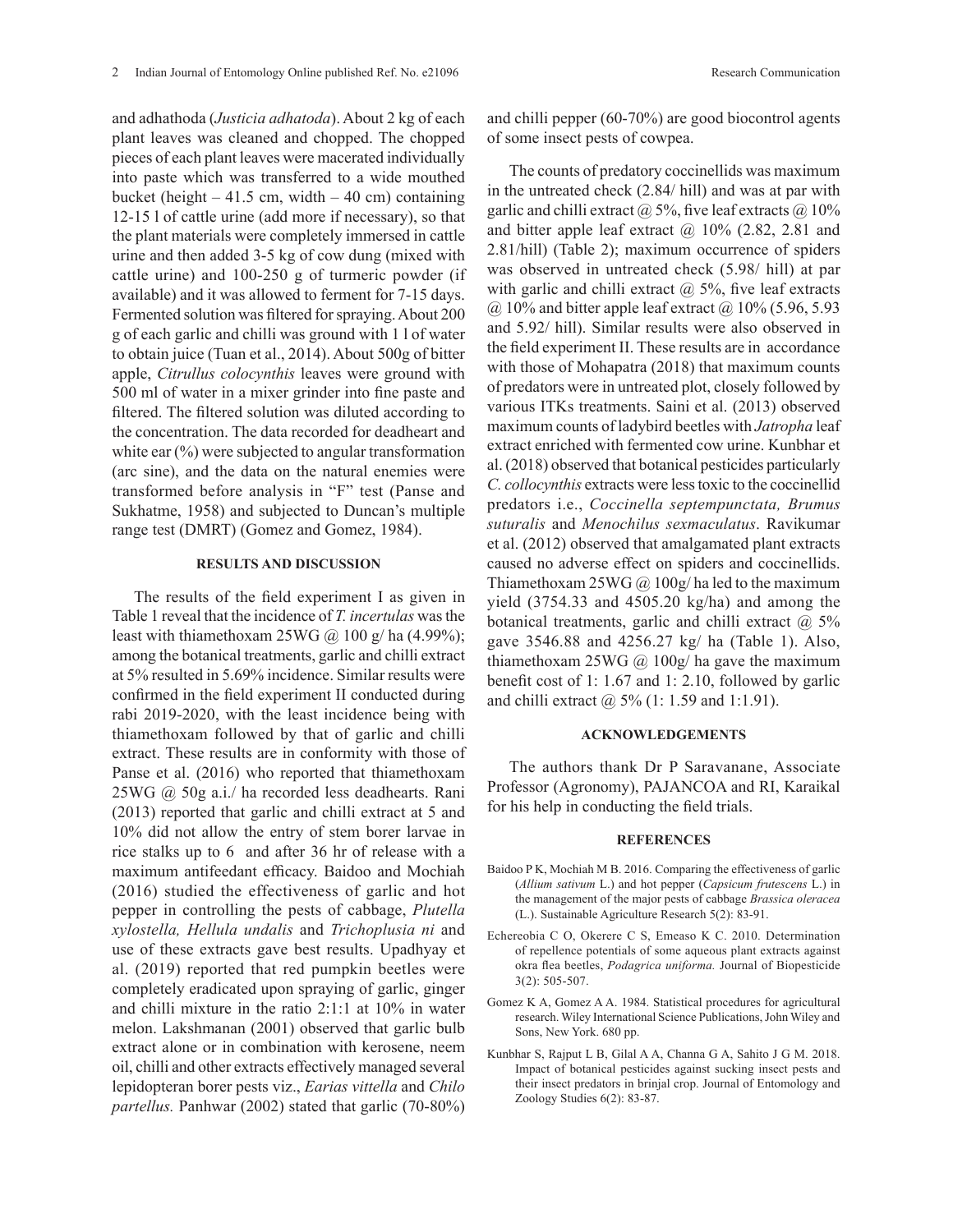and adhathoda (*Justicia adhatoda*). About 2 kg of each plant leaves was cleaned and chopped. The chopped pieces of each plant leaves were macerated individually into paste which was transferred to a wide mouthed bucket (height – 41.5 cm, width – 40 cm) containing 12-15 l of cattle urine (add more if necessary), so that the plant materials were completely immersed in cattle urine and then added 3-5 kg of cow dung (mixed with cattle urine) and 100-250 g of turmeric powder (if available) and it was allowed to ferment for 7-15 days. Fermented solution was filtered for spraying. About 200 g of each garlic and chilli was ground with 1 l of water to obtain juice (Tuan et al., 2014). About 500g of bitter apple, *Citrullus colocynthis* leaves were ground with 500 ml of water in a mixer grinder into fine paste and filtered. The filtered solution was diluted according to the concentration. The data recorded for deadheart and white ear (%) were subjected to angular transformation (arc sine), and the data on the natural enemies were transformed before analysis in "F" test (Panse and Sukhatme, 1958) and subjected to Duncan's multiple range test (DMRT) (Gomez and Gomez, 1984).

## RESULTS AND DISCUSSION

The results of the field experiment I as given in Table 1 reveal that the incidence of *T. incertulas* was the least with thiamethoxam 25WG @ 100 g/ ha (4.99%); among the botanical treatments, garlic and chilli extract at 5% resulted in 5.69% incidence. Similar results were confirmed in the field experiment II conducted during rabi 2019-2020, with the least incidence being with thiamethoxam followed by that of garlic and chilli extract. These results are in conformity with those of Panse et al. (2016) who reported that thiamethoxam 25WG @ 50g a.i./ ha recorded less deadhearts. Rani (2013) reported that garlic and chilli extract at 5 and 10% did not allow the entry of stem borer larvae in rice stalks up to 6 and after 36 hr of release with a maximum antifeedant efficacy. Baidoo and Mochiah (2016) studied the effectiveness of garlic and hot pepper in controlling the pests of cabbage, *Plutella xylostella, Hellula undalis* and *Trichoplusia ni* and use of these extracts gave best results. Upadhyay et al. (2019) reported that red pumpkin beetles were completely eradicated upon spraying of garlic, ginger and chilli mixture in the ratio 2:1:1 at 10% in water melon. Lakshmanan (2001) observed that garlic bulb extract alone or in combination with kerosene, neem oil, chilli and other extracts effectively managed several lepidopteran borer pests viz., *Earias vittella* and *Chilo partellus.* Panhwar (2002) stated that garlic (70-80%) and chilli pepper (60-70%) are good biocontrol agents of some insect pests of cowpea.

The counts of predatory coccinellids was maximum in the untreated check (2.84/ hill) and was at par with garlic and chilli extract @ 5%, five leaf extracts @ 10% and bitter apple leaf extract @ 10% (2.82, 2.81 and 2.81/hill) (Table 2); maximum occurrence of spiders was observed in untreated check (5.98/ hill) at par with garlic and chilli extract @ 5%, five leaf extracts @ 10% and bitter apple leaf extract @ 10% (5.96, 5.93 and 5.92/ hill). Similar results were also observed in the field experiment II. These results are in accordance with those of Mohapatra (2018) that maximum counts of predators were in untreated plot, closely followed by various ITKs treatments. Saini et al. (2013) observed maximum counts of ladybird beetles with *Jatropha* leaf extract enriched with fermented cow urine. Kunbhar et al. (2018) observed that botanical pesticides particularly *C. collocynthis* extracts were less toxic to the coccinellid predators i.e., *Coccinella septempunctata, Brumus suturalis* and *Menochilus sexmaculatus*. Ravikumar et al. (2012) observed that amalgamated plant extracts caused no adverse effect on spiders and coccinellids. Thiamethoxam 25WG @ 100g/ ha led to the maximum yield (3754.33 and 4505.20 kg/ha) and among the botanical treatments, garlic and chilli extract @ 5% gave 3546.88 and 4256.27 kg/ ha (Table 1). Also, thiamethoxam 25WG @ 100g/ ha gave the maximum benefit cost of 1: 1.67 and 1: 2.10, followed by garlic and chilli extract @ 5% (1: 1.59 and 1:1.91).

## ACKNOWLEDGEMENTS

The authors thank Dr P Saravanane, Associate Professor (Agronomy), PAJANCOA and RI, Karaikal for his help in conducting the field trials.

## REFERENCES

Baidoo P K, Mochiah M B. 2016. Comparing the effectiveness of garlic (*Allium sativum* L.) and hot pepper (*Capsicum frutescens* L.) in the management of the major pests of cabbage *Brassica oleracea* (L.). Sustainable Agriculture Research 5(2): 83-91.

Echereobia C O, Okerere C S, Emeaso K C. 2010. Determination of repellence potentials of some aqueous plant extracts against okra flea beetles, *Podagrica uniforma.* Journal of Biopesticide 3(2): 505-507.

Gomez K A, Gomez A A. 1984. Statistical procedures for agricultural research. Wiley International Science Publications, John Wiley and Sons, New York. 680 pp.

Kunbhar S, Rajput L B, Gilal A A, Channa G A, Sahito J G M. 2018. Impact of botanical pesticides against sucking insect pests and their insect predators in brinjal crop. Journal of Entomology and Zoology Studies 6(2): 83-87.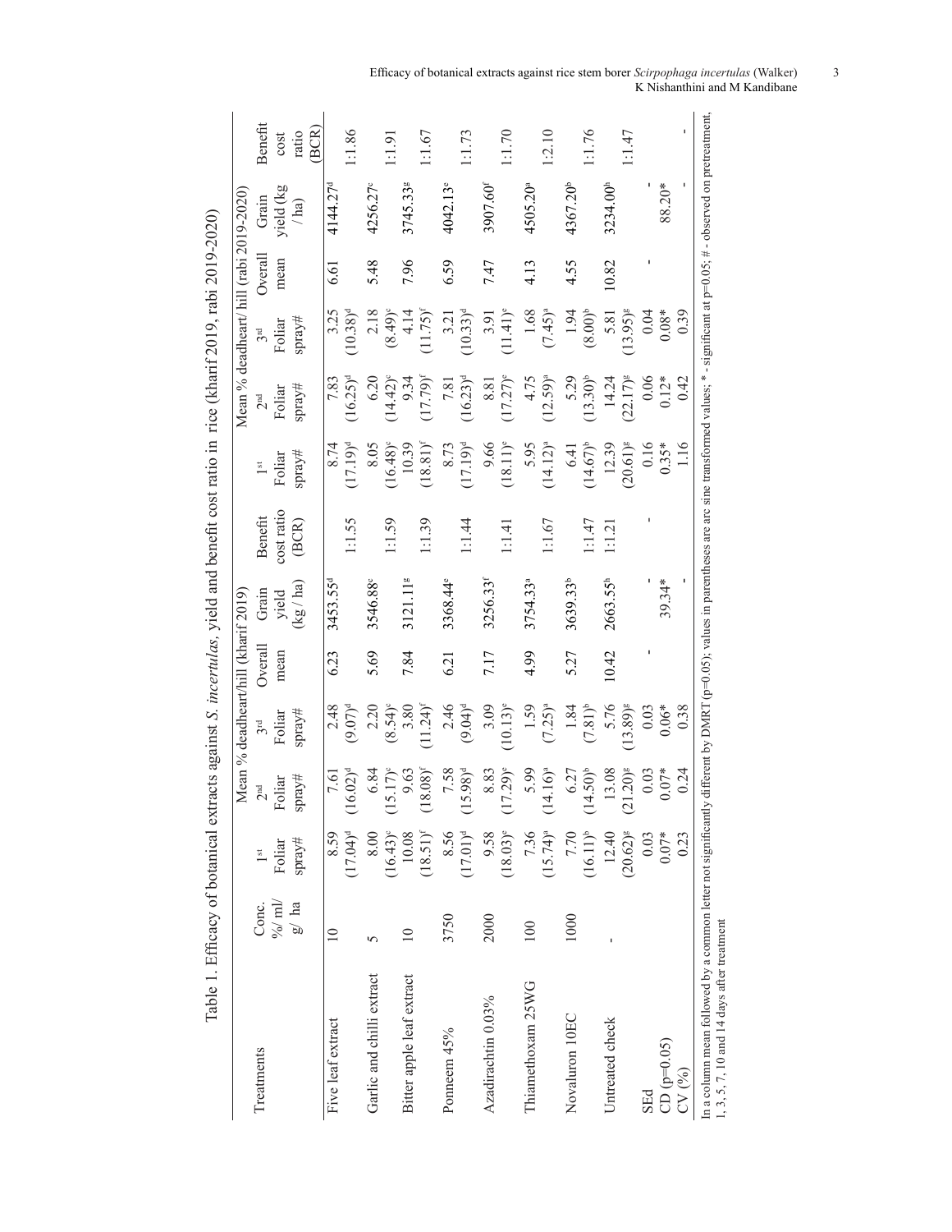Table 1. Efficacy of botanical extracts against *S. incertulas*, yield and benefit cost ratio in rice (kharif 2019, rabi 2019-2020)

| Treatments | Conc. %/ ml/ g/ ha | Mean % deadheart/hill (kharif 2019) | | | | Grain yield (kg / ha) | Benefit cost ratio (BCR) | Mean % deadheart/ hill (rabi 2019-2020) | | | | Grain yield (kg / ha) | Benefit cost ratio (BCR) |
|---|---|---|---|---|---|---|---|---|---|---|---|---|---|
| | | 1st Foliar spray# | 2nd Foliar spray# | 3rd Foliar spray# | Overall mean | | | 1st Foliar spray# | 2nd Foliar spray# | 3rd Foliar spray# | Overall mean | | |
| Five leaf extract | 10 | 8.59 (17.04)[d] | 7.61 (16.02)[d] | 2.48 (9.07)[d] | 6.23 | 3453.55[d] | 1:1.55 | 8.74 (17.19)[d] | 7.83 (16.25)[d] | 3.25 (10.38)[d] | 6.61 | 4144.27[d] | 1:1.86 |
| Garlic and chilli extract | 5 | 8.00 (16.43)[c] | 6.84 (15.17)[c] | 2.20 (8.54)[c] | 5.69 | 3546.88[c] | 1:1.59 | 8.05 (16.48)[c] | 6.20 (14.42)[c] | 2.18 (8.49)[c] | 5.48 | 4256.27[c] | 1:1.91 |
| Bitter apple leaf extract | 10 | 10.08 (18.51)[f] | 9.63 (18.08)[f] | 3.80 (11.24)[f] | 7.84 | 3121.11[g] | 1:1.39 | 10.39 (18.81)[f] | 9.34 (17.79)[f] | 4.14 (11.75)[f] | 7.96 | 3745.33[g] | 1:1.67 |
| Ponneem 45% | 3750 | 8.56 (17.01)[d] | 7.58 (15.98)[d] | 2.46 (9.04)[d] | 6.21 | 3368.44[e] | 1:1.44 | 8.73 (17.19)[d] | 7.81 (16.23)[d] | 3.21 (10.33)[d] | 6.59 | 4042.13[e] | 1:1.73 |
| Azadirachtin 0.03% | 2000 | 9.58 (18.03)[e] | 8.83 (17.29)[e] | 3.09 (10.13)[e] | 7.17 | 3256.33[f] | 1:1.41 | 9.66 (18.11)[e] | 8.81 (17.27)[e] | 3.91 (11.41)[e] | 7.47 | 3907.60[f] | 1:1.70 |
| Thiamethoxam 25WG | 100 | 7.36 (15.74)[a] | 5.99 (14.16)[a] | 1.59 (7.25)[a] | 4.99 | 3754.33[a] | 1:1.67 | 5.95 (14.12)[a] | 4.75 (12.59)[a] | 1.68 (7.45)[a] | 4.13 | 4505.20[a] | 1:2.10 |
| Novaluron 10EC | 1000 | 7.70 (16.11)[b] | 6.27 (14.50)[b] | 1.84 (7.81)[b] | 5.27 | 3639.33[b] | 1:1.47 | 6.41 (14.67)[b] | 5.29 (13.30)[b] | 1.94 (8.00)[b] | 4.55 | 4367.20[b] | 1:1.76 |
| Untreated check | - | 12.40 (20.62)[g] | 13.08 (21.20)[g] | 5.76 (13.89)[g] | 10.42 | 2663.55[h] | 1:1.21 | 12.39 (20.61)[g] | 14.24 (22.17)[g] | 5.81 (13.95)[g] | 10.82 | 3234.00[h] | 1:1.47 |
| SEd | | 0.03 | 0.03 | 0.03 | - | - | - | 0.16 | 0.06 | 0.04 | - | - | |
| CD (p=0.05) | | 0.07* | 0.07* | 0.06* | | 39.34* | | 0.35* | 0.12* | 0.08* | | 88.20* | |
| CV (%) | | 0.23 | 0.24 | 0.38 | | - | | 1.16 | 0.42 | 0.39 | | - | - |

In a column mean followed by a common letter not significantly different by DMRT (p=0.05); values in parentheses are arc sine transformed values; * - significant at p=0.05; # - observed on pretreatment, 1, 3, 5, 7, 10 and 14 days after treatment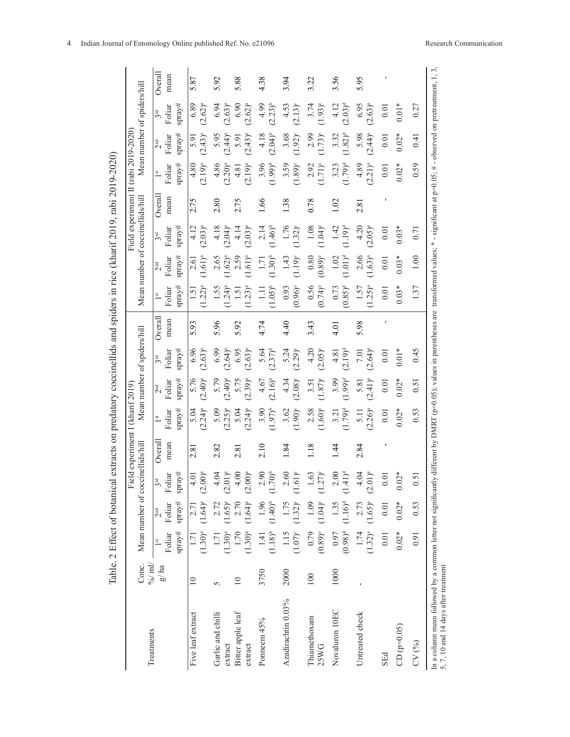Table. 2 Effect of botanical extracts on predatory coccinellids and spiders in rice (kharif 2019, rabi 2019-2020)

| Treatments | Conc. %/ ml/ g/ ha | Field experiment I (kharif 2019) | | | | | | | | Field experiment II (rabi 2019-2020) | | | | | | | |
|---|---|---|---|---|---|---|---|---|---|---|---|---|---|---|---|---|---|
| | | Mean number of coccinellids/hill | | | | Mean number of spiders/hill | | | | Mean number of coccinellids/hill | | | | Mean number of spiders/hill | | | |
| | | 1st Foliar spray# | 2nd Foliar spray# | 3rd Foliar spray# | Overall mean | 1st Foliar spray# | 2nd Foliar spray# | 3rd Foliar spray# | Overall mean | 1st Foliar spray# | 2nd Foliar spray# | 3rd Foliar spray# | Overall mean | 1st Foliar spray# | 2nd Foliar spray# | 3rd Foliar spray# | Overall mean |
| Five leaf extract | 10 | 1.71 (1.30)a | 2.71 (1.64)a | 4.01 (2.00)a | 2.81 | 5.04 (2.24)a | 5.76 (2.40)a | 6.96 (2.63)a | 5.93 | 1.51 (1.22)a | 2.61 (1.61)a | 4.12 (2.03)a | 2.75 | 4.80 (2.19)a | 5.91 (2.43)a | 6.89 (2.62)a | 5.87 |
| Garlic and chilli extract | 5 | 1.71 (1.30)a | 2.72 (1.65)a | 4.04 (2.01)a | 2.82 | 5.09 (2.25)a | 5.79 (2.40)a | 6.99 (2.64)a | 5.96 | 1.55 (1.24)a | 2.65 (1.62)a | 4.18 (2.04)a | 2.80 | 4.86 (2.20)a | 5.95 (2.44)a | 6.94 (2.63)a | 5.92 |
| Bitter apple leaf extract | 10 | 1.70 (1.30)a | 2.70 (1.64)a | 4.00 (2.00)a | 2.81 | 5.04 (2.24)a | 5.75 (2.39)a | 6.95 (2.63)a | 5.92 | 1.51 (1.23)a | 2.59 (1.61)a | 4.14 (2.03)a | 2.75 | 4.81 (2.19)a | 5.91 (2.43)a | 6.90 (2.62)a | 5.88 |
| Ponneem 45% | 3750 | 1.41 (1.18)b | 1.96 (1.40)b | 2.90 (1.70)b | 2.10 | 3.90 (1.97)b | 4.67 (2.16)b | 5.64 (2.37)b | 4.74 | 1.11 (1.05)b | 1.71 (1.30)b | 2.14 (1.46)b | 1.66 | 3.96 (1.99)b | 4.18 (2.04)b | 4.99 (2.23)b | 4.38 |
| Azadirachtin 0.03% | 2000 | 1.15 (1.07)c | 1.75 (1.32)c | 2.60 (1.61)c | 1.84 | 3.62 (1.90)c | 4.34 (2.08)c | 5.24 (2.29)c | 4.40 | 0.93 (0.96)c | 1.43 (1.19)c | 1.76 (1.32)c | 1.38 | 3.59 (1.89)c | 3.68 (1.92)c | 4.53 (2.13)c | 3.94 |
| Thiamethoxam 25WG | 100 | 0.79 (0.89)e | 1.09 (1.04)e | 1.63 (1.27)e | 1.18 | 2.58 (1.60)e | 3.51 (1.87)e | 4.20 (2.05)e | 3.43 | 0.56 (0.74)e | 0.80 (0.89)e | 1.08 (1.04)e | 0.78 | 2.92 (1.71)e | 2.99 (1.73)e | 3.74 (1.93)e | 3.22 |
| Novaluron 10EC | 1000 | 0.97 (0.98)d | 1.35 (1.16)d | 2.00 (1.41)d | 1.44 | 3.21 (1.79)d | 3.99 (1.99)d | 4.81 (2.19)d | 4.01 | 0.73 (0.85)d | 1.02 (1.01)d | 1.42 (1.19)d | 1.02 | 3.23 (1.79)d | 3.32 (1.82)d | 4.12 (2.03)d | 3.56 |
| Untreated check | - | 1.74 (1.32)a | 2.73 (1.65)a | 4.04 (2.01)a | 2.84 | 5.11 (2.26)a | 5.81 (2.41)a | 7.01 (2.64)a | 5.98 | 1.57 (1.25)a | 2.66 (1.63)a | 4.20 (2.05)a | 2.81 | 4.89 (2.21)a | 5.98 (2.44)a | 6.95 (2.63)a | 5.95 |
| SEd | | 0.01 | 0.01 | 0.01 | - | 0.01 | 0.01 | 0.01 | - | 0.01 | 0.01 | 0.01 | - | 0.01 | 0.01 | 0.01 | - |
| CD (p=0.05) | | 0.02* | 0.02* | 0.02* | | 0.02* | 0.02* | 0.01* | | 0.03* | 0.03* | 0.03* | | 0.02* | 0.02* | 0.01* | |
| CV (%) | | 0.91 | 0.53 | 0.51 | | 0.53 | 0.51 | 0.45 | | 1.37 | 1.00 | 0.71 | | 0.59 | 0.41 | 0.27 | |

In a column mean followed by a common letter not significantly different by DMRT (p=0.05); values in parentheses are transformed values; * - significant at p=0.05; # - observed on pretreatment, 1, 3, 5, 7, 10 and 14 days after treatment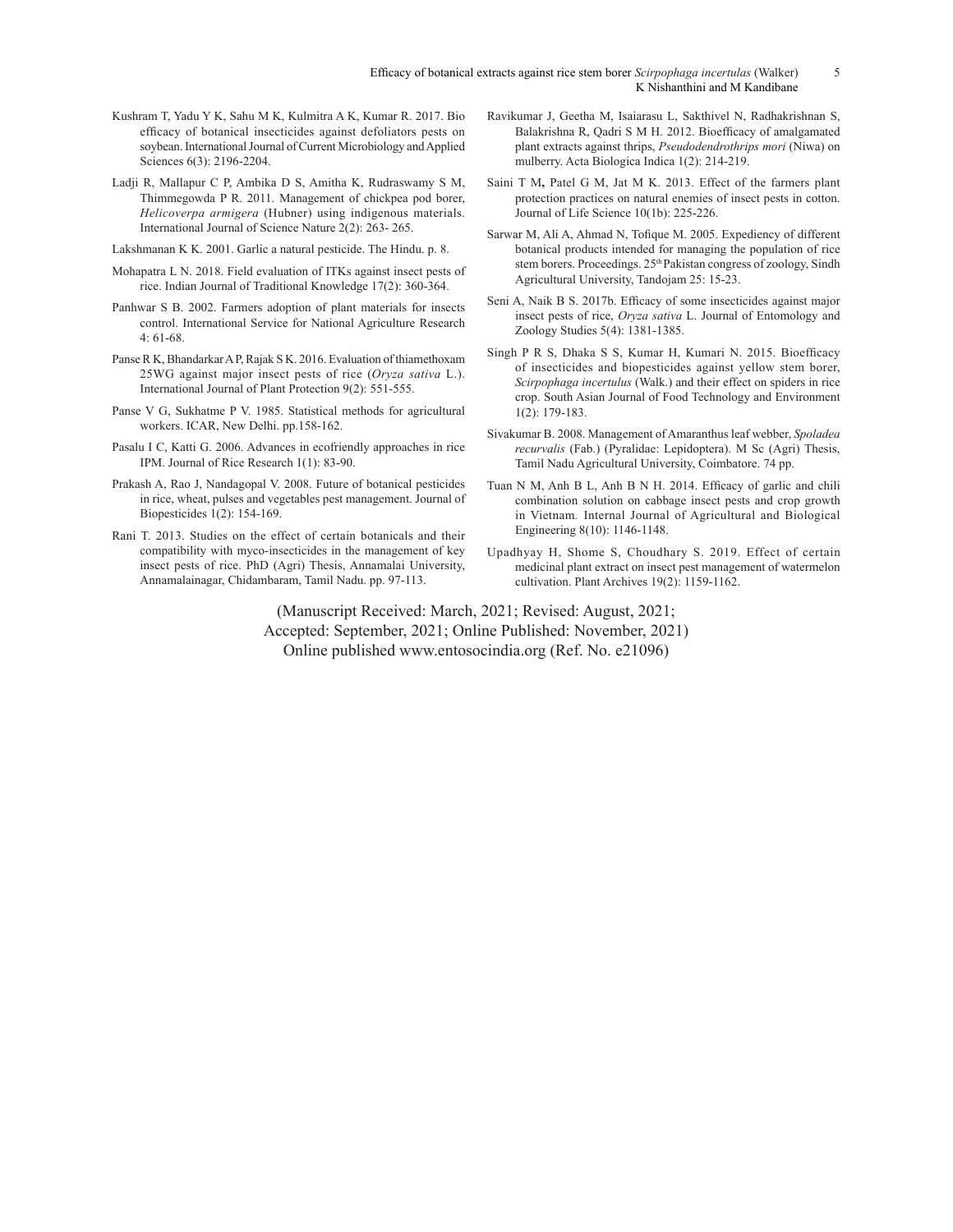Kushram T, Yadu Y K, Sahu M K, Kulmitra A K, Kumar R. 2017. Bio efficacy of botanical insecticides against defoliators pests on soybean. International Journal of Current Microbiology and Applied Sciences 6(3): 2196-2204.

Ladji R, Mallapur C P, Ambika D S, Amitha K, Rudraswamy S M, Thimmegowda P R. 2011. Management of chickpea pod borer, *Helicoverpa armigera* (Hubner) using indigenous materials. International Journal of Science Nature 2(2): 263- 265.

Lakshmanan K K. 2001. Garlic a natural pesticide. The Hindu. p. 8.

Mohapatra L N. 2018. Field evaluation of ITKs against insect pests of rice. Indian Journal of Traditional Knowledge 17(2): 360-364.

Panhwar S B. 2002. Farmers adoption of plant materials for insects control. International Service for National Agriculture Research 4: 61-68.

Panse R K, Bhandarkar A P, Rajak S K. 2016. Evaluation of thiamethoxam 25WG against major insect pests of rice (*Oryza sativa* L.). International Journal of Plant Protection 9(2): 551-555.

Panse V G, Sukhatme P V. 1985. Statistical methods for agricultural workers. ICAR, New Delhi. pp.158-162.

Pasalu I C, Katti G. 2006. Advances in ecofriendly approaches in rice IPM. Journal of Rice Research 1(1): 83-90.

Prakash A, Rao J, Nandagopal V. 2008. Future of botanical pesticides in rice, wheat, pulses and vegetables pest management. Journal of Biopesticides 1(2): 154-169.

Rani T. 2013. Studies on the effect of certain botanicals and their compatibility with myco-insecticides in the management of key insect pests of rice. PhD (Agri) Thesis, Annamalai University, Annamalainagar, Chidambaram, Tamil Nadu. pp. 97-113.

Ravikumar J, Geetha M, Isaiarasu L, Sakthivel N, Radhakrishnan S, Balakrishna R, Qadri S M H. 2012. Bioefficacy of amalgamated plant extracts against thrips, *Pseudodendrothrips mori* (Niwa) on mulberry. Acta Biologica Indica 1(2): 214-219.

Saini T M**,** Patel G M, Jat M K. 2013. Effect of the farmers plant protection practices on natural enemies of insect pests in cotton. Journal of Life Science 10(1b): 225-226.

Sarwar M, Ali A, Ahmad N, Tofique M. 2005. Expediency of different botanical products intended for managing the population of rice stem borers. Proceedings. 25th Pakistan congress of zoology, Sindh Agricultural University, Tandojam 25: 15-23.

Seni A, Naik B S. 2017b. Efficacy of some insecticides against major insect pests of rice, *Oryza sativa* L. Journal of Entomology and Zoology Studies 5(4): 1381-1385.

Singh P R S, Dhaka S S, Kumar H, Kumari N. 2015. Bioefficacy of insecticides and biopesticides against yellow stem borer, *Scirpophaga incertulus* (Walk.) and their effect on spiders in rice crop. South Asian Journal of Food Technology and Environment 1(2): 179-183.

Sivakumar B. 2008. Management of Amaranthus leaf webber, *Spoladea recurvalis* (Fab.) (Pyralidae: Lepidoptera). M Sc (Agri) Thesis, Tamil Nadu Agricultural University, Coimbatore. 74 pp.

Tuan N M, Anh B L, Anh B N H. 2014. Efficacy of garlic and chili combination solution on cabbage insect pests and crop growth in Vietnam. Internal Journal of Agricultural and Biological Engineering 8(10): 1146-1148.

Upadhyay H, Shome S, Choudhary S. 2019. Effect of certain medicinal plant extract on insect pest management of watermelon cultivation. Plant Archives 19(2): 1159-1162.

(Manuscript Received: March, 2021; Revised: August, 2021;
Accepted: September, 2021; Online Published: November, 2021)
Online published www.entosocindia.org (Ref. No. e21096)